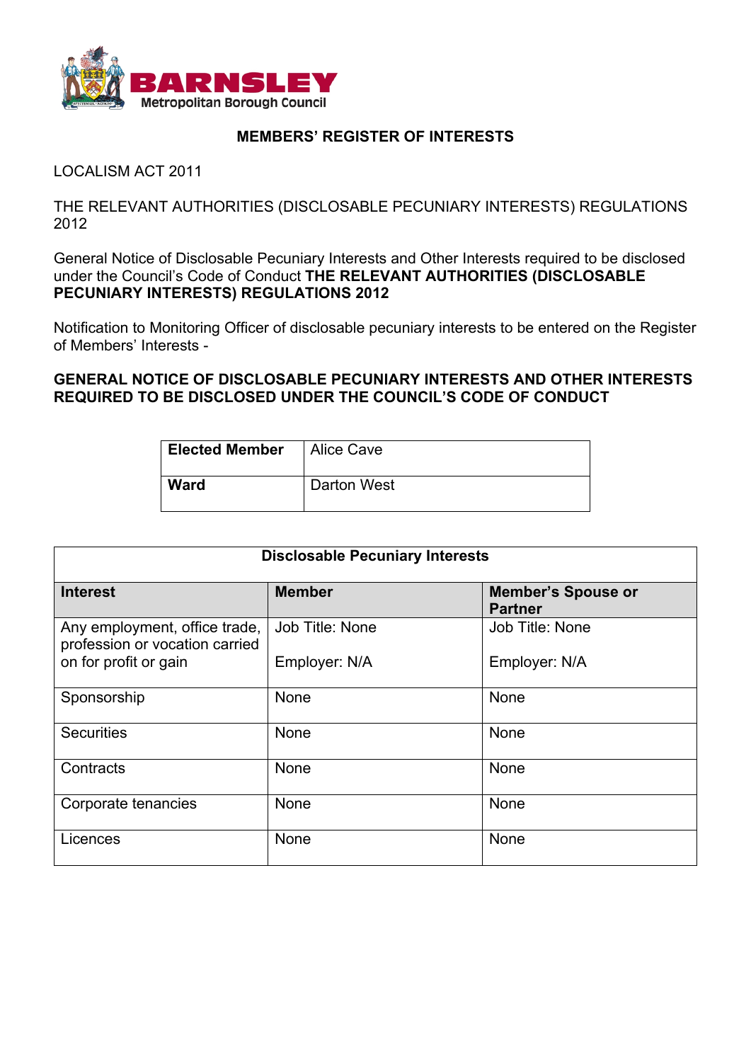**BARNSLEY**
Metropolitan Borough Council

## MEMBERS' REGISTER OF INTERESTS

LOCALISM ACT 2011

THE RELEVANT AUTHORITIES (DISCLOSABLE PECUNIARY INTERESTS) REGULATIONS 2012

General Notice of Disclosable Pecuniary Interests and Other Interests required to be disclosed under the Council's Code of Conduct **THE RELEVANT AUTHORITIES (DISCLOSABLE PECUNIARY INTERESTS) REGULATIONS 2012**

Notification to Monitoring Officer of disclosable pecuniary interests to be entered on the Register of Members' Interests -

**GENERAL NOTICE OF DISCLOSABLE PECUNIARY INTERESTS AND OTHER INTERESTS REQUIRED TO BE DISCLOSED UNDER THE COUNCIL'S CODE OF CONDUCT**

| **Elected Member** | Alice Cave |
|---|---|
| **Ward** | Darton West |

| **Disclosable Pecuniary Interests** | | |
|---|---|---|
| **Interest** | **Member** | **Member's Spouse or Partner** |
| Any employment, office trade, profession or vocation carried on for profit or gain | Job Title: None<br><br>Employer: N/A | Job Title: None<br><br>Employer: N/A |
| Sponsorship | None | None |
| Securities | None | None |
| Contracts | None | None |
| Corporate tenancies | None | None |
| Licences | None | None |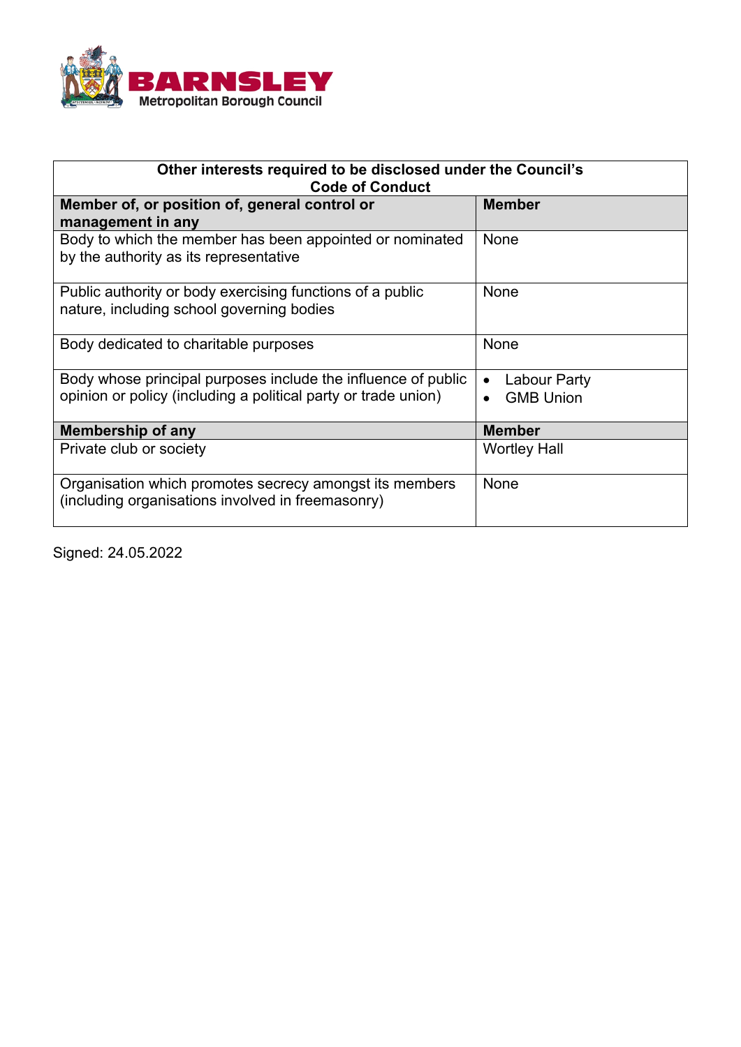| Other interests required to be disclosed under the Council's Code of Conduct | |
|---|---|
| **Member of, or position of, general control or management in any** | **Member** |
| Body to which the member has been appointed or nominated by the authority as its representative | None |
| Public authority or body exercising functions of a public nature, including school governing bodies | None |
| Body dedicated to charitable purposes | None |
| Body whose principal purposes include the influence of public opinion or policy (including a political party or trade union) | • Labour Party<br>• GMB Union |
| **Membership of any** | **Member** |
| Private club or society | Wortley Hall |
| Organisation which promotes secrecy amongst its members (including organisations involved in freemasonry) | None |

Signed: 24.05.2022